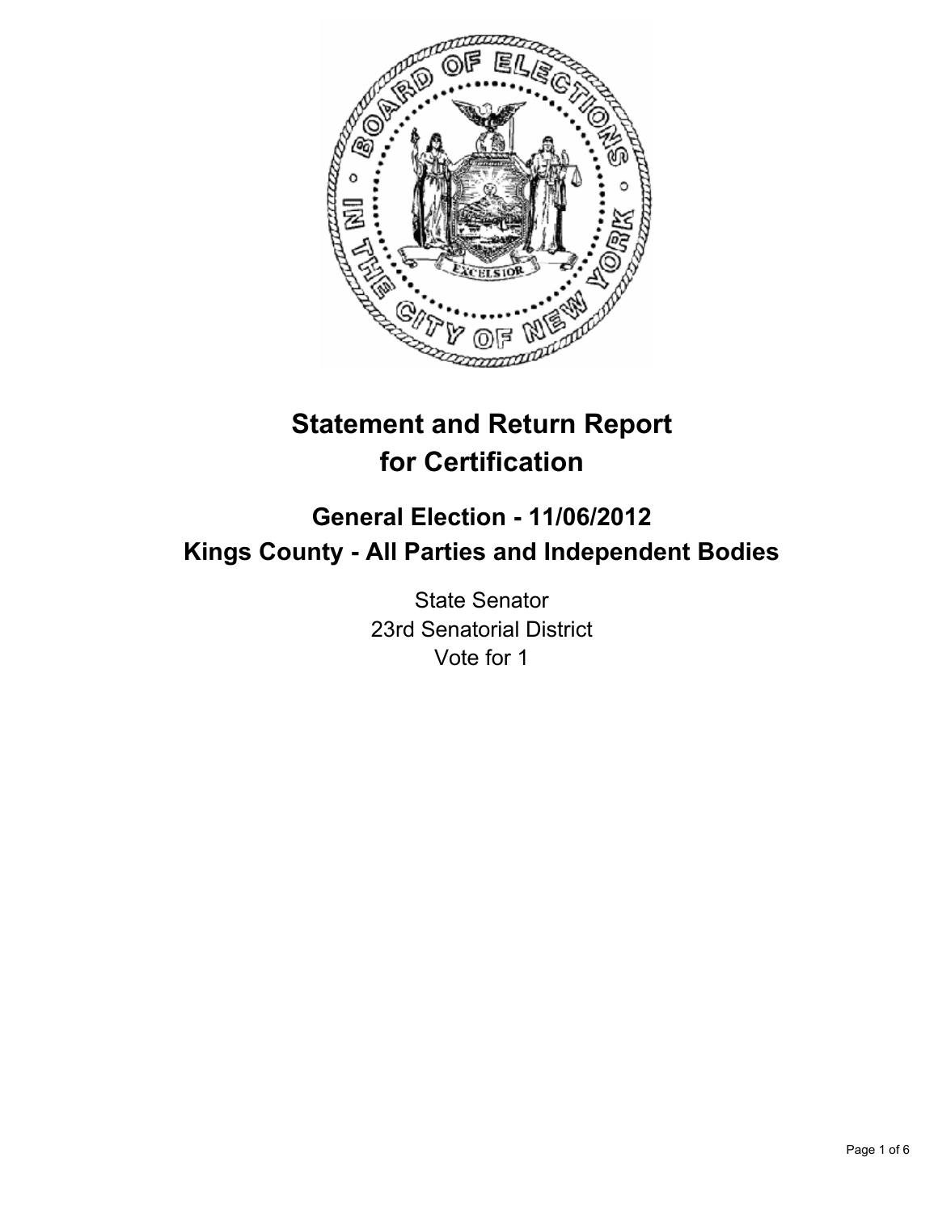# Statement and Return Report for Certification

## General Election - 11/06/2012
## Kings County - All Parties and Independent Bodies

State Senator
23rd Senatorial District
Vote for 1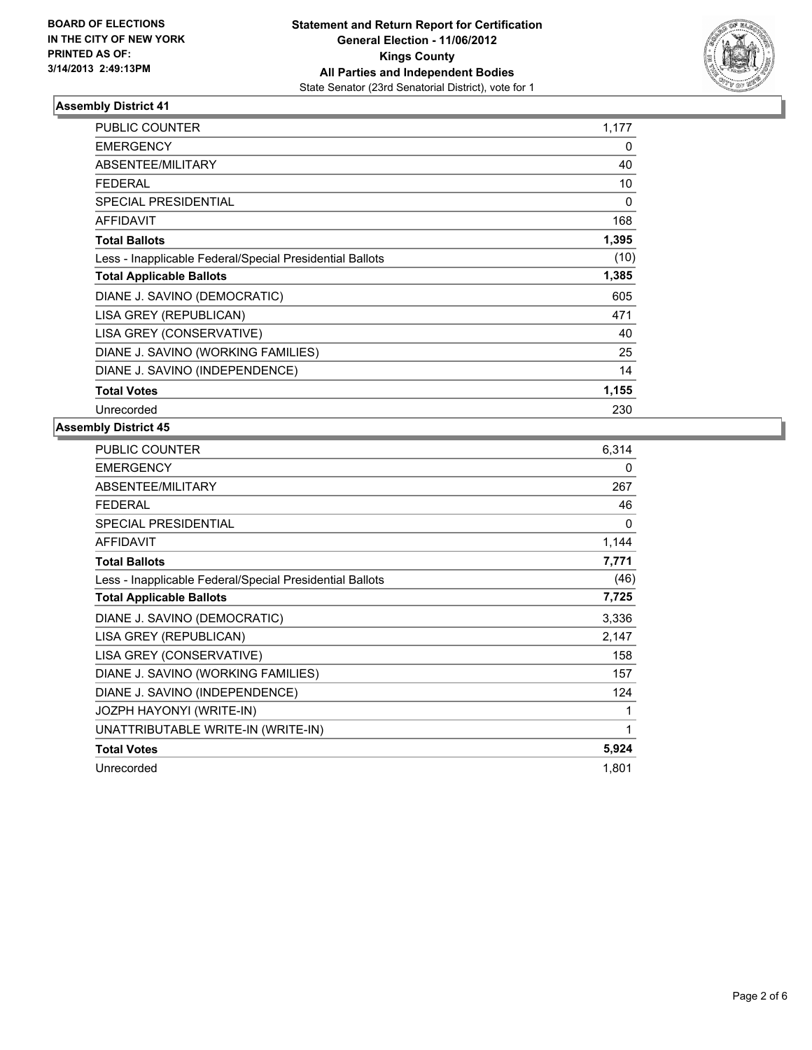**BOARD OF ELECTIONS IN THE CITY OF NEW YORK PRINTED AS OF: 3/14/2013 2:49:13PM**

**Statement and Return Report for Certification**
**General Election - 11/06/2012**
**Kings County**
**All Parties and Independent Bodies**
State Senator (23rd Senatorial District), vote for 1

### Assembly District 41

| | |
|---|---|
| PUBLIC COUNTER | 1,177 |
| EMERGENCY | 0 |
| ABSENTEE/MILITARY | 40 |
| FEDERAL | 10 |
| SPECIAL PRESIDENTIAL | 0 |
| AFFIDAVIT | 168 |
| **Total Ballots** | **1,395** |
| Less - Inapplicable Federal/Special Presidential Ballots | (10) |
| **Total Applicable Ballots** | **1,385** |
| DIANE J. SAVINO (DEMOCRATIC) | 605 |
| LISA GREY (REPUBLICAN) | 471 |
| LISA GREY (CONSERVATIVE) | 40 |
| DIANE J. SAVINO (WORKING FAMILIES) | 25 |
| DIANE J. SAVINO (INDEPENDENCE) | 14 |
| **Total Votes** | **1,155** |
| Unrecorded | 230 |

### Assembly District 45

| | |
|---|---|
| PUBLIC COUNTER | 6,314 |
| EMERGENCY | 0 |
| ABSENTEE/MILITARY | 267 |
| FEDERAL | 46 |
| SPECIAL PRESIDENTIAL | 0 |
| AFFIDAVIT | 1,144 |
| **Total Ballots** | **7,771** |
| Less - Inapplicable Federal/Special Presidential Ballots | (46) |
| **Total Applicable Ballots** | **7,725** |
| DIANE J. SAVINO (DEMOCRATIC) | 3,336 |
| LISA GREY (REPUBLICAN) | 2,147 |
| LISA GREY (CONSERVATIVE) | 158 |
| DIANE J. SAVINO (WORKING FAMILIES) | 157 |
| DIANE J. SAVINO (INDEPENDENCE) | 124 |
| JOZPH HAYONYI (WRITE-IN) | 1 |
| UNATTRIBUTABLE WRITE-IN (WRITE-IN) | 1 |
| **Total Votes** | **5,924** |
| Unrecorded | 1,801 |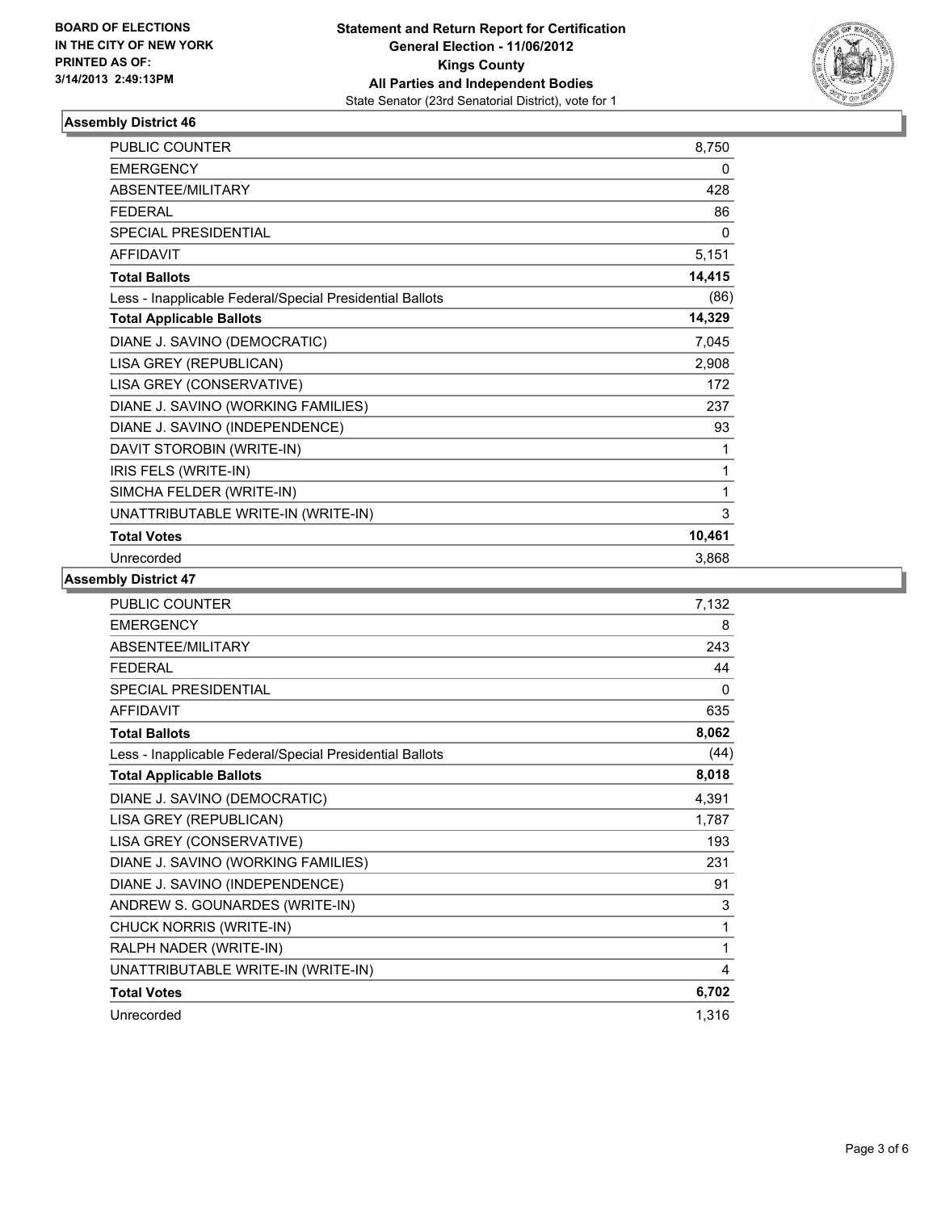**BOARD OF ELECTIONS IN THE CITY OF NEW YORK PRINTED AS OF: 3/14/2013 2:49:13PM**

**Statement and Return Report for Certification General Election - 11/06/2012 Kings County All Parties and Independent Bodies**
State Senator (23rd Senatorial District), vote for 1

### Assembly District 46

| | |
|---|---|
| PUBLIC COUNTER | 8,750 |
| EMERGENCY | 0 |
| ABSENTEE/MILITARY | 428 |
| FEDERAL | 86 |
| SPECIAL PRESIDENTIAL | 0 |
| AFFIDAVIT | 5,151 |
| **Total Ballots** | **14,415** |
| Less - Inapplicable Federal/Special Presidential Ballots | (86) |
| **Total Applicable Ballots** | **14,329** |
| DIANE J. SAVINO (DEMOCRATIC) | 7,045 |
| LISA GREY (REPUBLICAN) | 2,908 |
| LISA GREY (CONSERVATIVE) | 172 |
| DIANE J. SAVINO (WORKING FAMILIES) | 237 |
| DIANE J. SAVINO (INDEPENDENCE) | 93 |
| DAVIT STOROBIN (WRITE-IN) | 1 |
| IRIS FELS (WRITE-IN) | 1 |
| SIMCHA FELDER (WRITE-IN) | 1 |
| UNATTRIBUTABLE WRITE-IN (WRITE-IN) | 3 |
| **Total Votes** | **10,461** |
| Unrecorded | 3,868 |

### Assembly District 47

| | |
|---|---|
| PUBLIC COUNTER | 7,132 |
| EMERGENCY | 8 |
| ABSENTEE/MILITARY | 243 |
| FEDERAL | 44 |
| SPECIAL PRESIDENTIAL | 0 |
| AFFIDAVIT | 635 |
| **Total Ballots** | **8,062** |
| Less - Inapplicable Federal/Special Presidential Ballots | (44) |
| **Total Applicable Ballots** | **8,018** |
| DIANE J. SAVINO (DEMOCRATIC) | 4,391 |
| LISA GREY (REPUBLICAN) | 1,787 |
| LISA GREY (CONSERVATIVE) | 193 |
| DIANE J. SAVINO (WORKING FAMILIES) | 231 |
| DIANE J. SAVINO (INDEPENDENCE) | 91 |
| ANDREW S. GOUNARDES (WRITE-IN) | 3 |
| CHUCK NORRIS (WRITE-IN) | 1 |
| RALPH NADER (WRITE-IN) | 1 |
| UNATTRIBUTABLE WRITE-IN (WRITE-IN) | 4 |
| **Total Votes** | **6,702** |
| Unrecorded | 1,316 |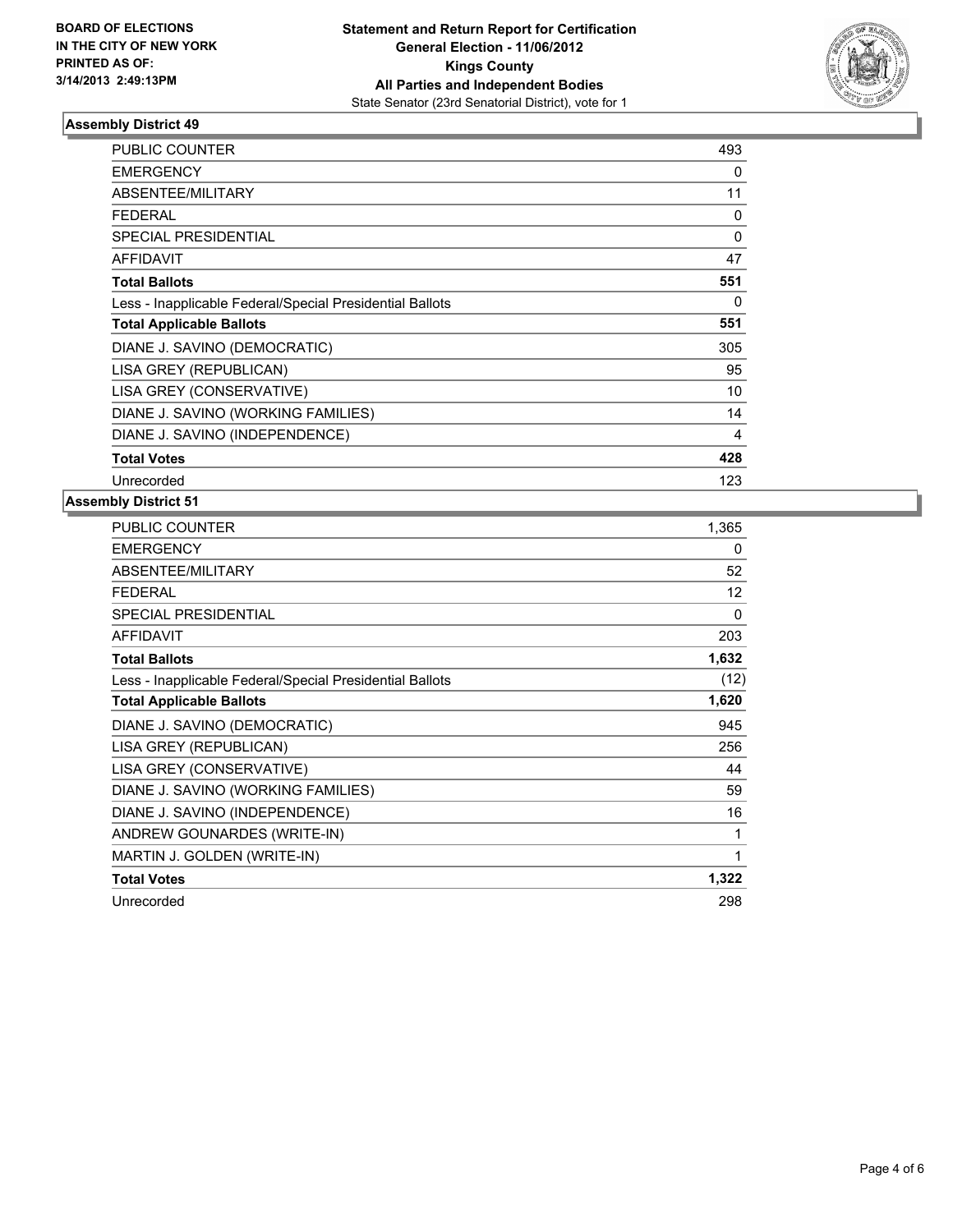**BOARD OF ELECTIONS IN THE CITY OF NEW YORK PRINTED AS OF: 3/14/2013 2:49:13PM**

**Statement and Return Report for Certification**
**General Election - 11/06/2012**
**Kings County**
**All Parties and Independent Bodies**
State Senator (23rd Senatorial District), vote for 1

### Assembly District 49

| | |
|---|---|
| PUBLIC COUNTER | 493 |
| EMERGENCY | 0 |
| ABSENTEE/MILITARY | 11 |
| FEDERAL | 0 |
| SPECIAL PRESIDENTIAL | 0 |
| AFFIDAVIT | 47 |
| **Total Ballots** | **551** |
| Less - Inapplicable Federal/Special Presidential Ballots | 0 |
| **Total Applicable Ballots** | **551** |
| DIANE J. SAVINO (DEMOCRATIC) | 305 |
| LISA GREY (REPUBLICAN) | 95 |
| LISA GREY (CONSERVATIVE) | 10 |
| DIANE J. SAVINO (WORKING FAMILIES) | 14 |
| DIANE J. SAVINO (INDEPENDENCE) | 4 |
| **Total Votes** | **428** |
| Unrecorded | 123 |

### Assembly District 51

| | |
|---|---|
| PUBLIC COUNTER | 1,365 |
| EMERGENCY | 0 |
| ABSENTEE/MILITARY | 52 |
| FEDERAL | 12 |
| SPECIAL PRESIDENTIAL | 0 |
| AFFIDAVIT | 203 |
| **Total Ballots** | **1,632** |
| Less - Inapplicable Federal/Special Presidential Ballots | (12) |
| **Total Applicable Ballots** | **1,620** |
| DIANE J. SAVINO (DEMOCRATIC) | 945 |
| LISA GREY (REPUBLICAN) | 256 |
| LISA GREY (CONSERVATIVE) | 44 |
| DIANE J. SAVINO (WORKING FAMILIES) | 59 |
| DIANE J. SAVINO (INDEPENDENCE) | 16 |
| ANDREW GOUNARDES (WRITE-IN) | 1 |
| MARTIN J. GOLDEN (WRITE-IN) | 1 |
| **Total Votes** | **1,322** |
| Unrecorded | 298 |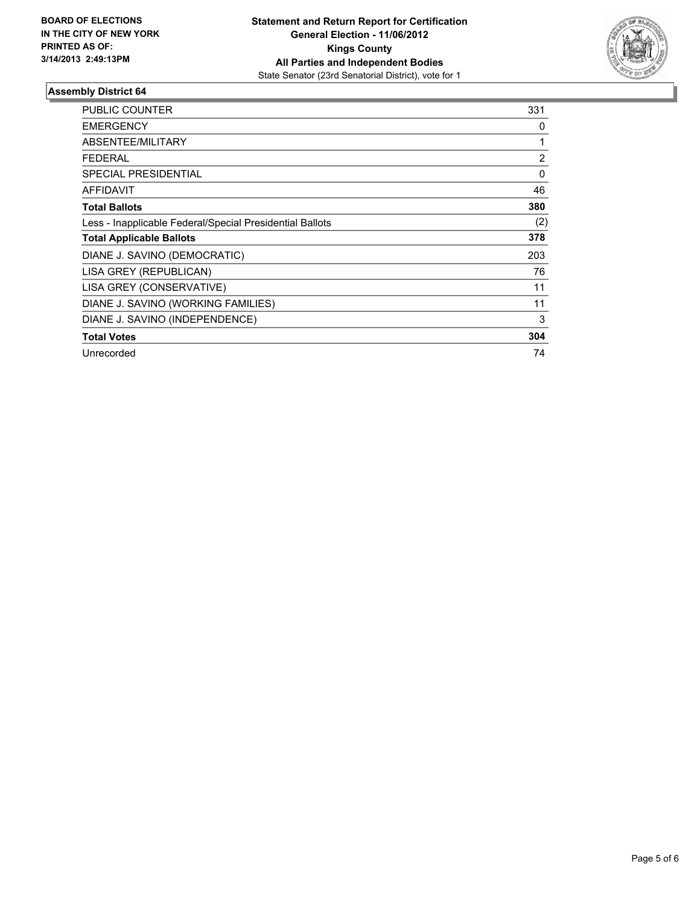**BOARD OF ELECTIONS IN THE CITY OF NEW YORK PRINTED AS OF: 3/14/2013 2:49:13PM**

**Statement and Return Report for Certification**
**General Election - 11/06/2012**
**Kings County**
**All Parties and Independent Bodies**
State Senator (23rd Senatorial District), vote for 1

## Assembly District 64

| | |
|---|---|
| PUBLIC COUNTER | 331 |
| EMERGENCY | 0 |
| ABSENTEE/MILITARY | 1 |
| FEDERAL | 2 |
| SPECIAL PRESIDENTIAL | 0 |
| AFFIDAVIT | 46 |
| **Total Ballots** | **380** |
| Less - Inapplicable Federal/Special Presidential Ballots | (2) |
| **Total Applicable Ballots** | **378** |
| DIANE J. SAVINO (DEMOCRATIC) | 203 |
| LISA GREY (REPUBLICAN) | 76 |
| LISA GREY (CONSERVATIVE) | 11 |
| DIANE J. SAVINO (WORKING FAMILIES) | 11 |
| DIANE J. SAVINO (INDEPENDENCE) | 3 |
| **Total Votes** | **304** |
| Unrecorded | 74 |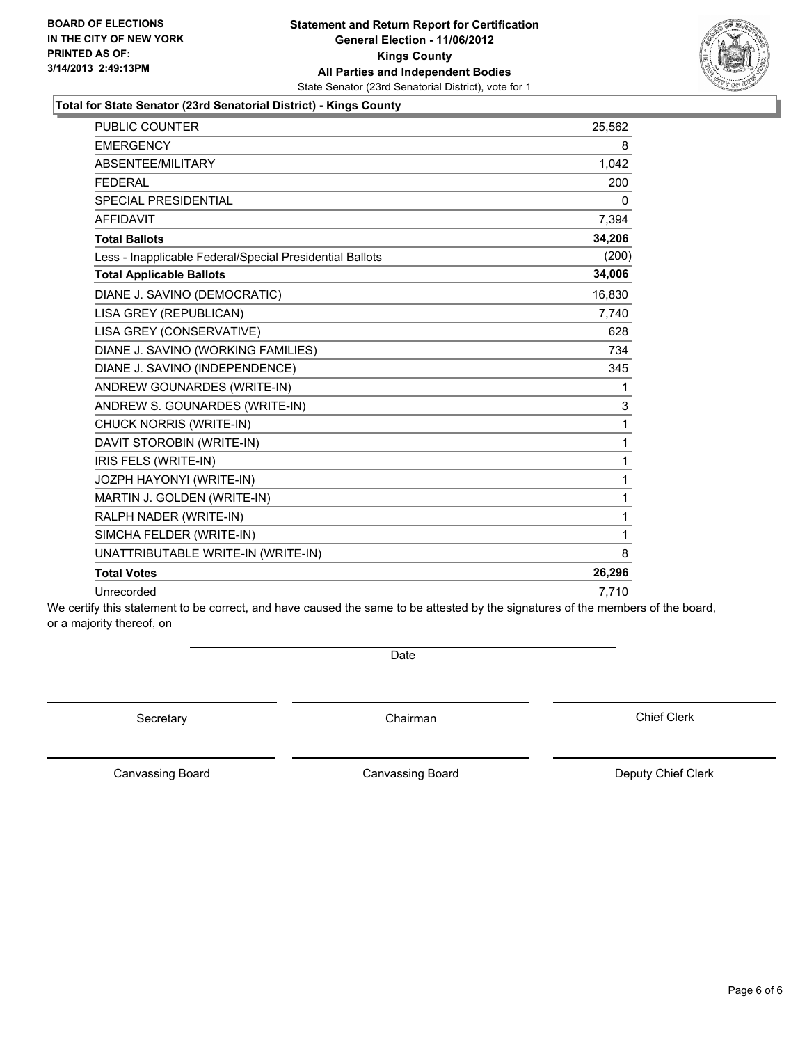**BOARD OF ELECTIONS IN THE CITY OF NEW YORK PRINTED AS OF: 3/14/2013 2:49:13PM**

**Statement and Return Report for Certification General Election - 11/06/2012 Kings County All Parties and Independent Bodies**

State Senator (23rd Senatorial District), vote for 1

### Total for State Senator (23rd Senatorial District) - Kings County

| | |
|---|---|
| PUBLIC COUNTER | 25,562 |
| EMERGENCY | 8 |
| ABSENTEE/MILITARY | 1,042 |
| FEDERAL | 200 |
| SPECIAL PRESIDENTIAL | 0 |
| AFFIDAVIT | 7,394 |
| **Total Ballots** | **34,206** |
| Less - Inapplicable Federal/Special Presidential Ballots | (200) |
| **Total Applicable Ballots** | **34,006** |
| DIANE J. SAVINO (DEMOCRATIC) | 16,830 |
| LISA GREY (REPUBLICAN) | 7,740 |
| LISA GREY (CONSERVATIVE) | 628 |
| DIANE J. SAVINO (WORKING FAMILIES) | 734 |
| DIANE J. SAVINO (INDEPENDENCE) | 345 |
| ANDREW GOUNARDES (WRITE-IN) | 1 |
| ANDREW S. GOUNARDES (WRITE-IN) | 3 |
| CHUCK NORRIS (WRITE-IN) | 1 |
| DAVIT STOROBIN (WRITE-IN) | 1 |
| IRIS FELS (WRITE-IN) | 1 |
| JOZPH HAYONYI (WRITE-IN) | 1 |
| MARTIN J. GOLDEN (WRITE-IN) | 1 |
| RALPH NADER (WRITE-IN) | 1 |
| SIMCHA FELDER (WRITE-IN) | 1 |
| UNATTRIBUTABLE WRITE-IN (WRITE-IN) | 8 |
| **Total Votes** | **26,296** |
| Unrecorded | 7,710 |

We certify this statement to be correct, and have caused the same to be attested by the signatures of the members of the board, or a majority thereof, on

Date

Secretary

Chairman

Chief Clerk

Canvassing Board

Canvassing Board

Deputy Chief Clerk